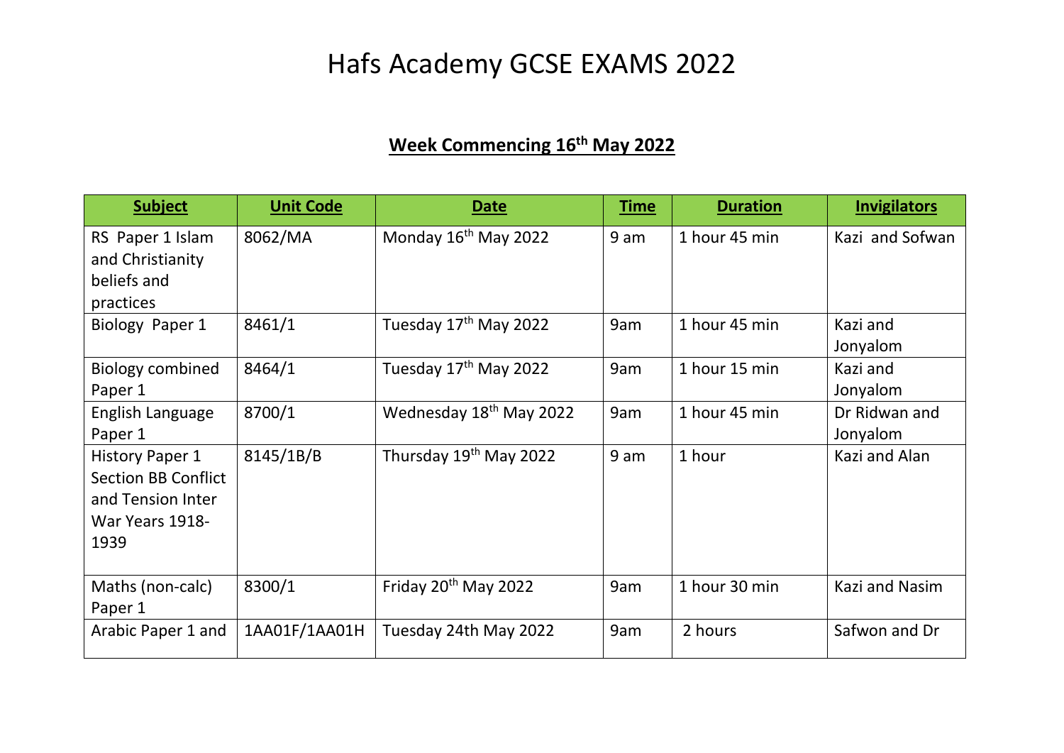# Hafs Academy GCSE EXAMS 2022

## Week Commencing 16th May 2022

| Subject | Unit Code | Date | Time | Duration | Invigilators |
|---|---|---|---|---|---|
| RS Paper 1 Islam and Christianity beliefs and practices | 8062/MA | Monday 16th May 2022 | 9 am | 1 hour 45 min | Kazi and Sofwan |
| Biology Paper 1 | 8461/1 | Tuesday 17th May 2022 | 9am | 1 hour 45 min | Kazi and Jonyalom |
| Biology combined Paper 1 | 8464/1 | Tuesday 17th May 2022 | 9am | 1 hour 15 min | Kazi and Jonyalom |
| English Language Paper 1 | 8700/1 | Wednesday 18th May 2022 | 9am | 1 hour 45 min | Dr Ridwan and Jonyalom |
| History Paper 1 Section BB Conflict and Tension Inter War Years 1918-1939 | 8145/1B/B | Thursday 19th May 2022 | 9 am | 1 hour | Kazi and Alan |
| Maths (non-calc) Paper 1 | 8300/1 | Friday 20th May 2022 | 9am | 1 hour 30 min | Kazi and Nasim |
| Arabic Paper 1 and | 1AA01F/1AA01H | Tuesday 24th May 2022 | 9am | 2 hours | Safwon and Dr |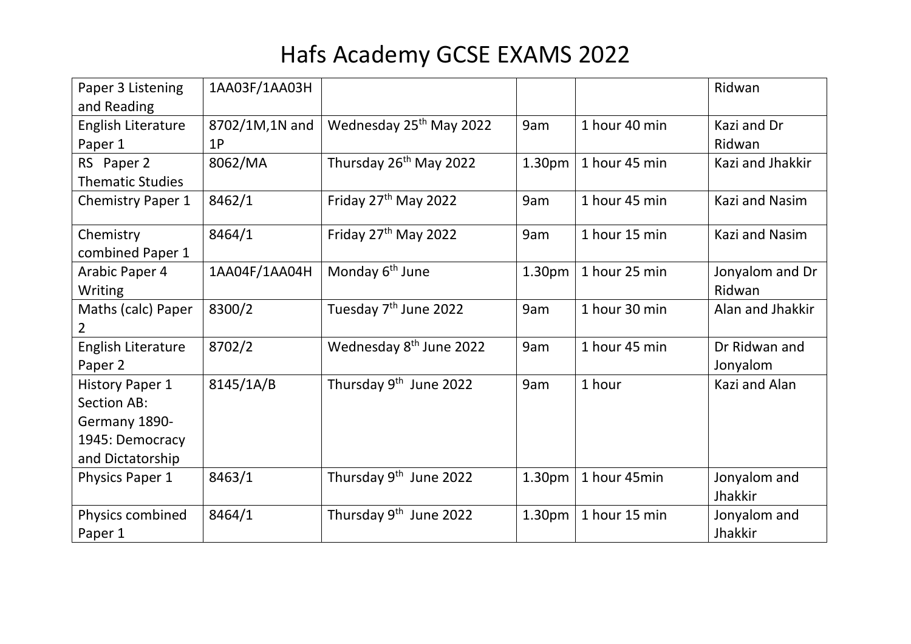# Hafs Academy GCSE EXAMS 2022

| | | | | | |
|---|---|---|---|---|---|
| Paper 3 Listening and Reading | 1AA03F/1AA03H | | | | Ridwan |
| English Literature Paper 1 | 8702/1M,1N and 1P | Wednesday 25th May 2022 | 9am | 1 hour 40 min | Kazi and Dr Ridwan |
| RS Paper 2 Thematic Studies | 8062/MA | Thursday 26th May 2022 | 1.30pm | 1 hour 45 min | Kazi and Jhakkir |
| Chemistry Paper 1 | 8462/1 | Friday 27th May 2022 | 9am | 1 hour 45 min | Kazi and Nasim |
| Chemistry combined Paper 1 | 8464/1 | Friday 27th May 2022 | 9am | 1 hour 15 min | Kazi and Nasim |
| Arabic Paper 4 Writing | 1AA04F/1AA04H | Monday 6th June | 1.30pm | 1 hour 25 min | Jonyalom and Dr Ridwan |
| Maths (calc) Paper 2 | 8300/2 | Tuesday 7th June 2022 | 9am | 1 hour 30 min | Alan and Jhakkir |
| English Literature Paper 2 | 8702/2 | Wednesday 8th June 2022 | 9am | 1 hour 45 min | Dr Ridwan and Jonyalom |
| History Paper 1 Section AB: Germany 1890-1945: Democracy and Dictatorship | 8145/1A/B | Thursday 9th June 2022 | 9am | 1 hour | Kazi and Alan |
| Physics Paper 1 | 8463/1 | Thursday 9th June 2022 | 1.30pm | 1 hour 45min | Jonyalom and Jhakkir |
| Physics combined Paper 1 | 8464/1 | Thursday 9th June 2022 | 1.30pm | 1 hour 15 min | Jonyalom and Jhakkir |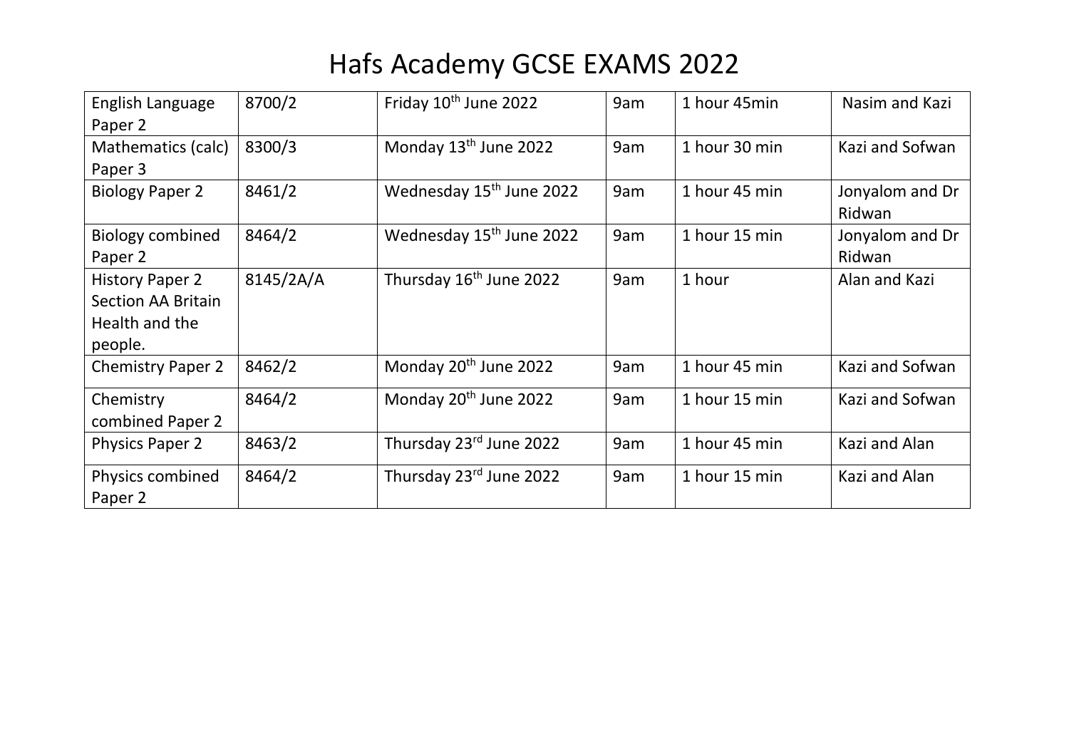# Hafs Academy GCSE EXAMS 2022

| English Language Paper 2 | 8700/2 | Friday 10th June 2022 | 9am | 1 hour 45min | Nasim and Kazi |
|---|---|---|---|---|---|
| Mathematics (calc) Paper 3 | 8300/3 | Monday 13th June 2022 | 9am | 1 hour 30 min | Kazi and Sofwan |
| Biology Paper 2 | 8461/2 | Wednesday 15th June 2022 | 9am | 1 hour 45 min | Jonyalom and Dr Ridwan |
| Biology combined Paper 2 | 8464/2 | Wednesday 15th June 2022 | 9am | 1 hour 15 min | Jonyalom and Dr Ridwan |
| History Paper 2 Section AA Britain Health and the people. | 8145/2A/A | Thursday 16th June 2022 | 9am | 1 hour | Alan and Kazi |
| Chemistry Paper 2 | 8462/2 | Monday 20th June 2022 | 9am | 1 hour 45 min | Kazi and Sofwan |
| Chemistry combined Paper 2 | 8464/2 | Monday 20th June 2022 | 9am | 1 hour 15 min | Kazi and Sofwan |
| Physics Paper 2 | 8463/2 | Thursday 23rd June 2022 | 9am | 1 hour 45 min | Kazi and Alan |
| Physics combined Paper 2 | 8464/2 | Thursday 23rd June 2022 | 9am | 1 hour 15 min | Kazi and Alan |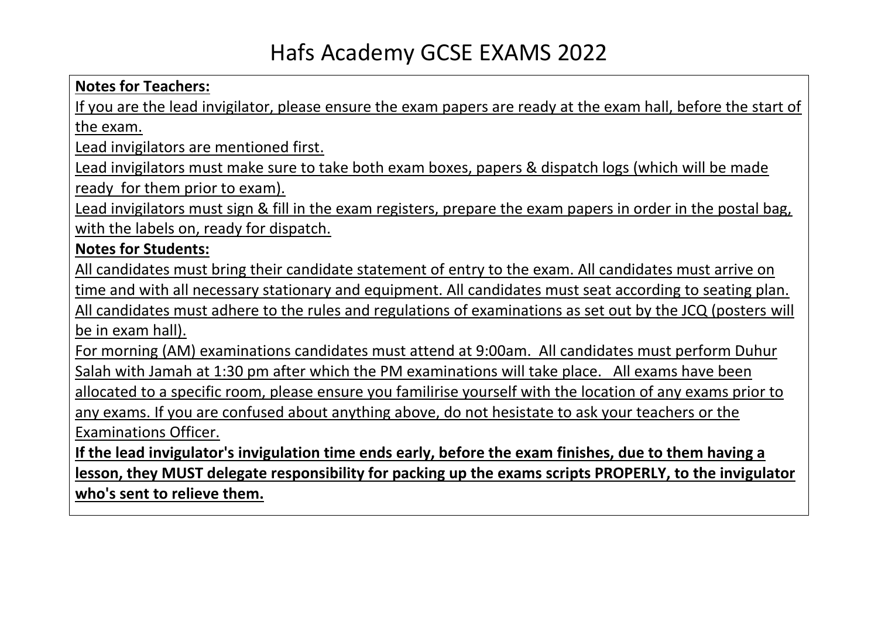# Hafs Academy GCSE EXAMS 2022

**Notes for Teachers:**

If you are the lead invigilator, please ensure the exam papers are ready at the exam hall, before the start of the exam.

Lead invigilators are mentioned first.

Lead invigilators must make sure to take both exam boxes, papers & dispatch logs (which will be made ready for them prior to exam).

Lead invigilators must sign & fill in the exam registers, prepare the exam papers in order in the postal bag, with the labels on, ready for dispatch.

**Notes for Students:**

All candidates must bring their candidate statement of entry to the exam. All candidates must arrive on time and with all necessary stationary and equipment. All candidates must seat according to seating plan. All candidates must adhere to the rules and regulations of examinations as set out by the JCQ (posters will be in exam hall).

For morning (AM) examinations candidates must attend at 9:00am. All candidates must perform Duhur Salah with Jamah at 1:30 pm after which the PM examinations will take place. All exams have been allocated to a specific room, please ensure you familirise yourself with the location of any exams prior to any exams. If you are confused about anything above, do not hesistate to ask your teachers or the Examinations Officer.

**If the lead invigulator's invigulation time ends early, before the exam finishes, due to them having a lesson, they MUST delegate responsibility for packing up the exams scripts PROPERLY, to the invigulator who's sent to relieve them.**